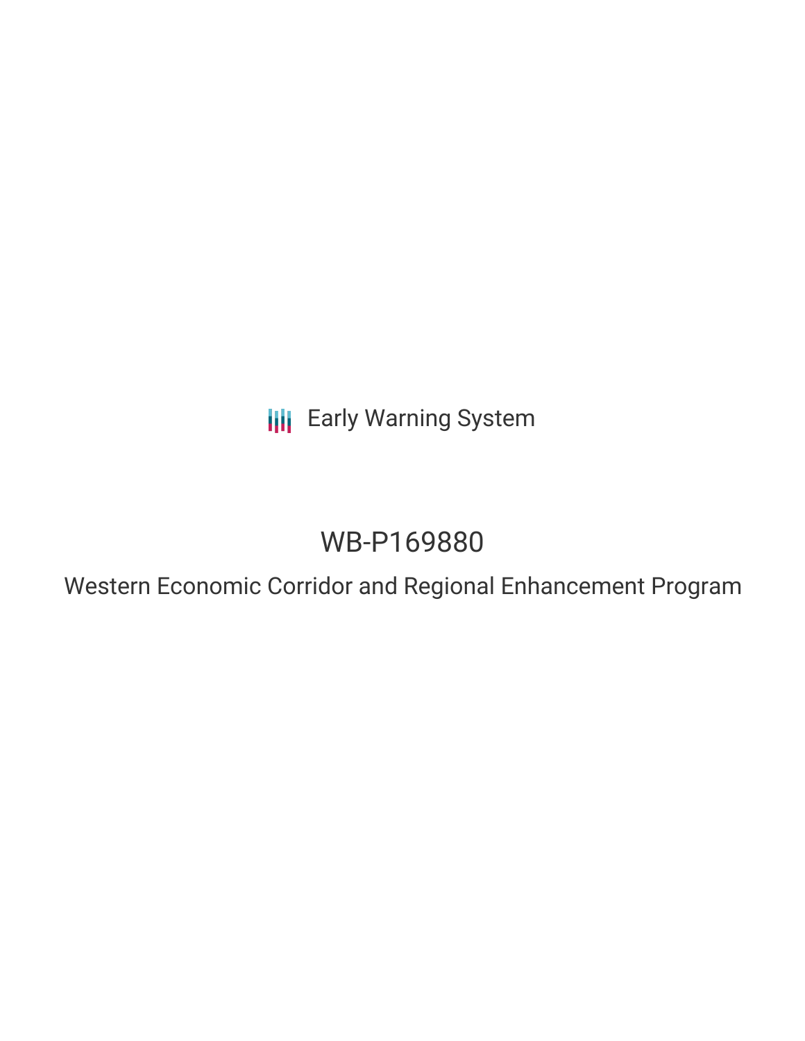Early Warning System

# WB-P169880

## Western Economic Corridor and Regional Enhancement Program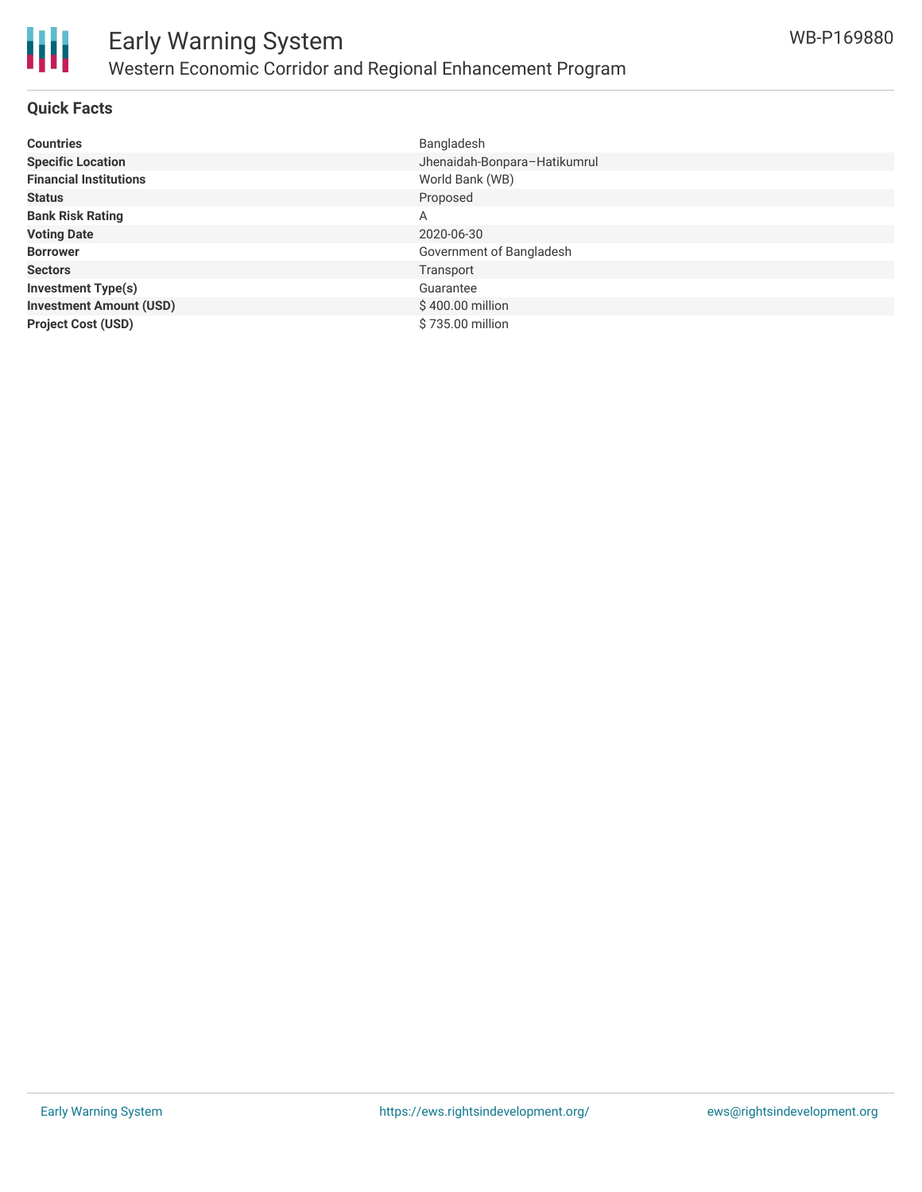## Quick Facts

| | |
|---|---|
| **Countries** | Bangladesh |
| **Specific Location** | Jhenaidah-Bonpara–Hatikumrul |
| **Financial Institutions** | World Bank (WB) |
| **Status** | Proposed |
| **Bank Risk Rating** | A |
| **Voting Date** | 2020-06-30 |
| **Borrower** | Government of Bangladesh |
| **Sectors** | Transport |
| **Investment Type(s)** | Guarantee |
| **Investment Amount (USD)** | $ 400.00 million |
| **Project Cost (USD)** | $ 735.00 million |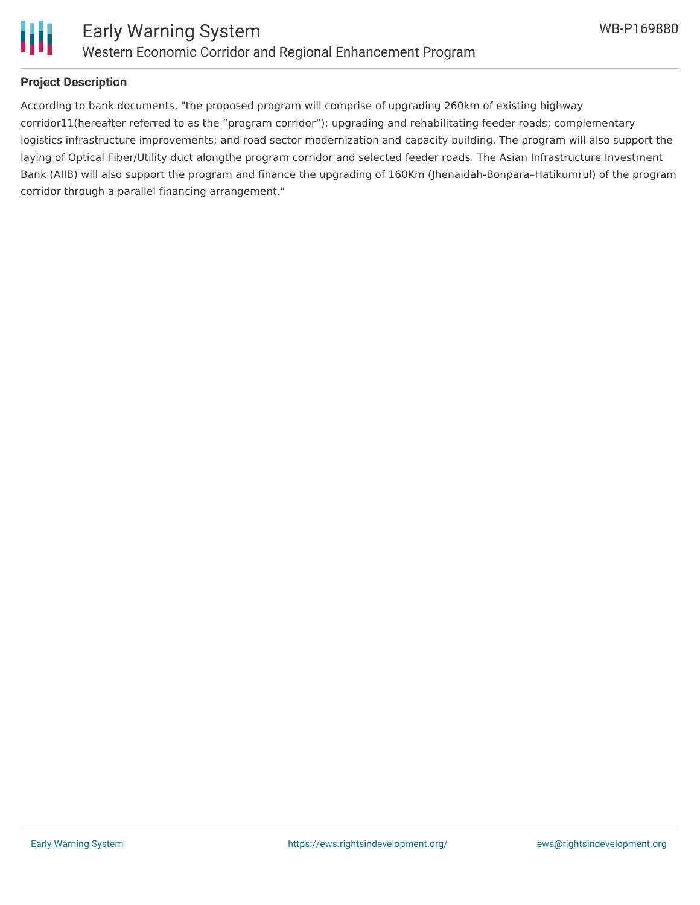**Project Description**

According to bank documents, "the proposed program will comprise of upgrading 260km of existing highway corridor11(hereafter referred to as the “program corridor”); upgrading and rehabilitating feeder roads; complementary logistics infrastructure improvements; and road sector modernization and capacity building. The program will also support the laying of Optical Fiber/Utility duct alongthe program corridor and selected feeder roads. The Asian Infrastructure Investment Bank (AIIB) will also support the program and finance the upgrading of 160Km (Jhenaidah-Bonpara–Hatikumrul) of the program corridor through a parallel financing arrangement."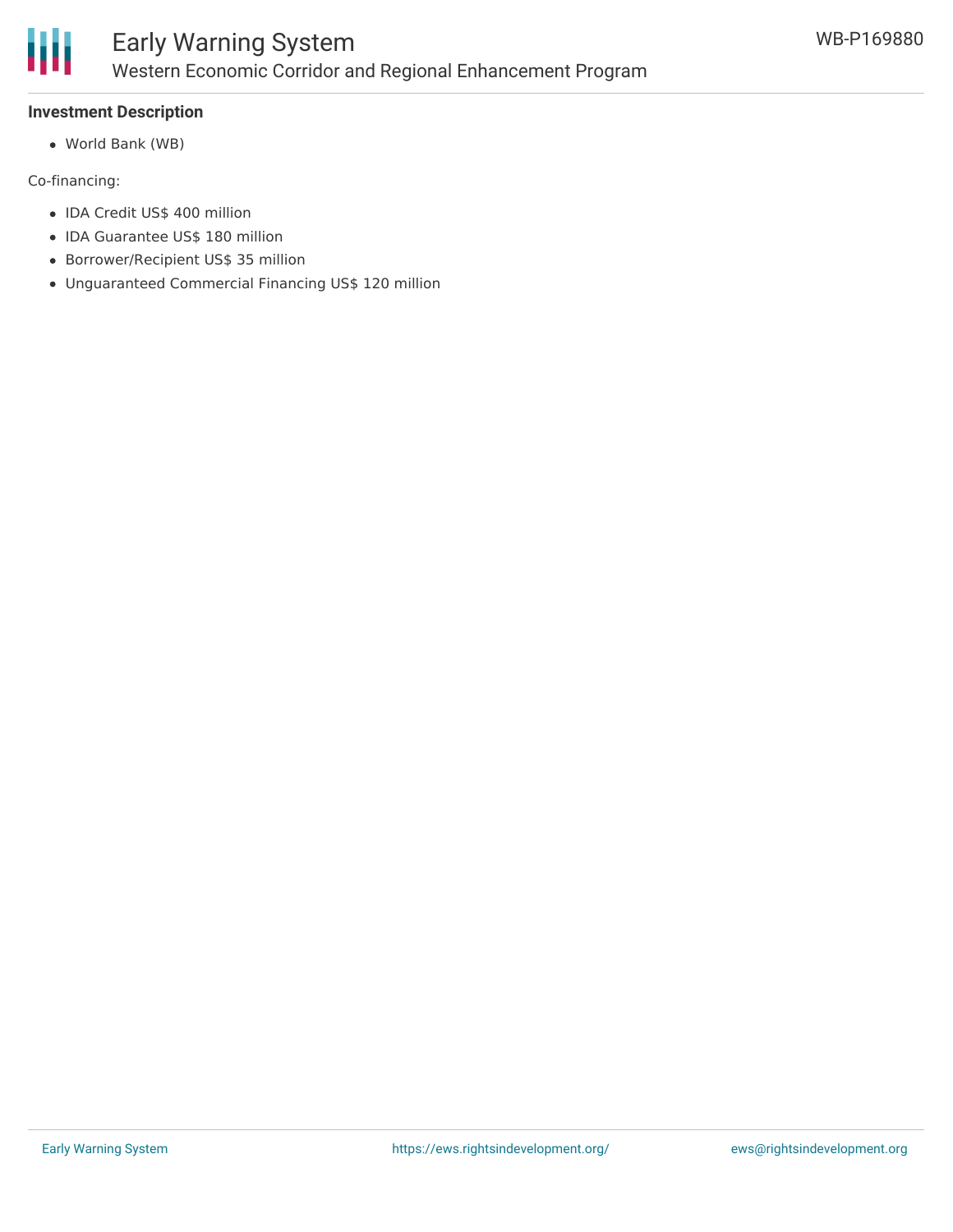**Investment Description**

- World Bank (WB)

Co-financing:

- IDA Credit US$ 400 million
- IDA Guarantee US$ 180 million
- Borrower/Recipient US$ 35 million
- Unguaranteed Commercial Financing US$ 120 million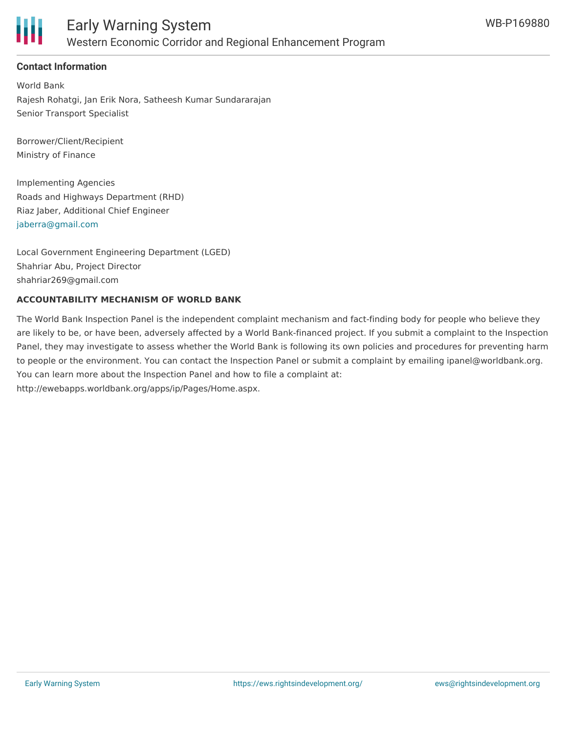### Contact Information

World Bank
Rajesh Rohatgi, Jan Erik Nora, Satheesh Kumar Sundararajan
Senior Transport Specialist

Borrower/Client/Recipient
Ministry of Finance

Implementing Agencies
Roads and Highways Department (RHD)
Riaz Jaber, Additional Chief Engineer
jaberra@gmail.com

Local Government Engineering Department (LGED)
Shahriar Abu, Project Director
shahriar269@gmail.com

**ACCOUNTABILITY MECHANISM OF WORLD BANK**

The World Bank Inspection Panel is the independent complaint mechanism and fact-finding body for people who believe they are likely to be, or have been, adversely affected by a World Bank-financed project. If you submit a complaint to the Inspection Panel, they may investigate to assess whether the World Bank is following its own policies and procedures for preventing harm to people or the environment. You can contact the Inspection Panel or submit a complaint by emailing ipanel@worldbank.org. You can learn more about the Inspection Panel and how to file a complaint at: http://ewebapps.worldbank.org/apps/ip/Pages/Home.aspx.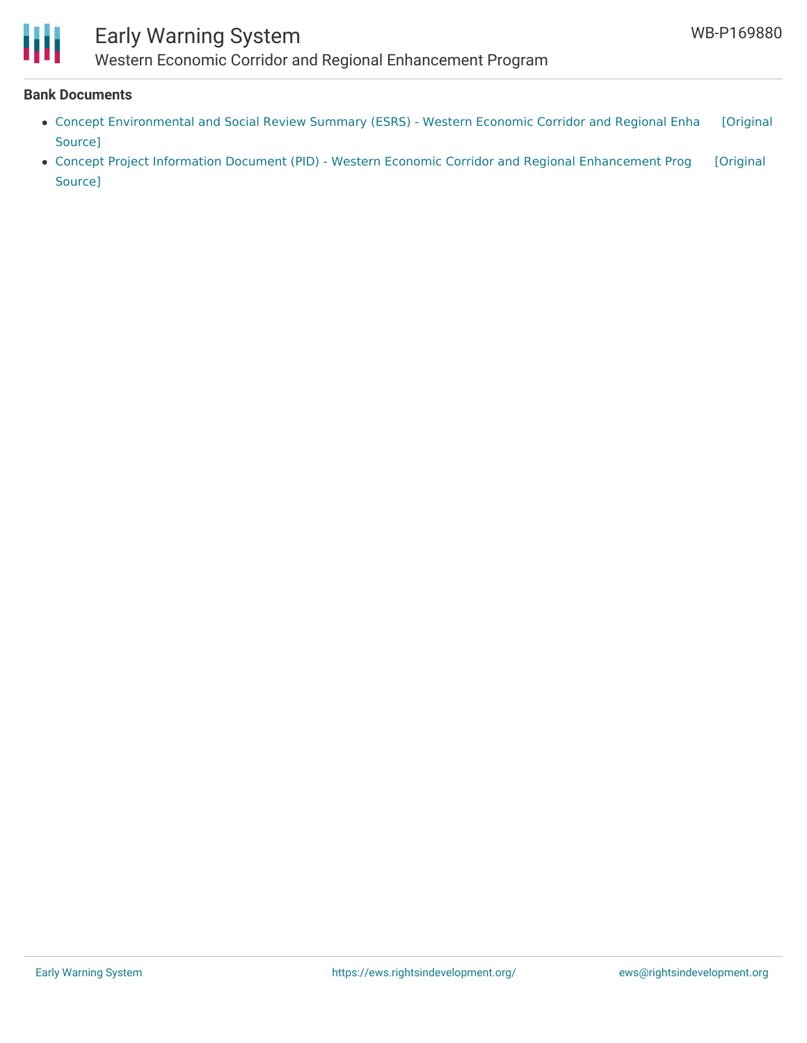## Bank Documents

- Concept Environmental and Social Review Summary (ESRS) - Western Economic Corridor and Regional Enha [Original Source]
- Concept Project Information Document (PID) - Western Economic Corridor and Regional Enhancement Prog [Original Source]